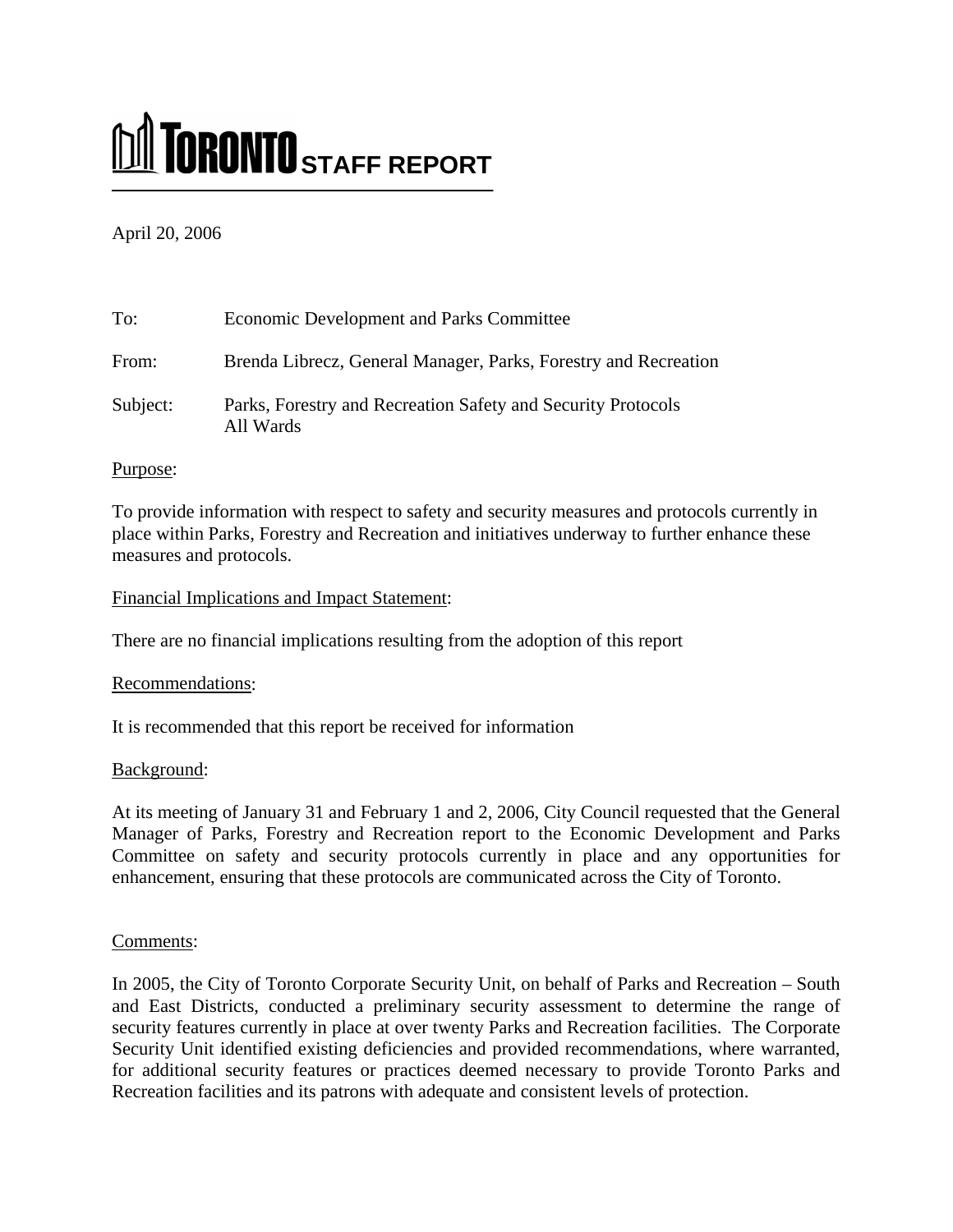# TORONTO STAFF REPORT

April 20, 2006

To: Economic Development and Parks Committee

From: Brenda Librecz, General Manager, Parks, Forestry and Recreation

Subject: Parks, Forestry and Recreation Safety and Security Protocols
All Wards

Purpose:

To provide information with respect to safety and security measures and protocols currently in place within Parks, Forestry and Recreation and initiatives underway to further enhance these measures and protocols.

Financial Implications and Impact Statement:

There are no financial implications resulting from the adoption of this report

Recommendations:

It is recommended that this report be received for information

Background:

At its meeting of January 31 and February 1 and 2, 2006, City Council requested that the General Manager of Parks, Forestry and Recreation report to the Economic Development and Parks Committee on safety and security protocols currently in place and any opportunities for enhancement, ensuring that these protocols are communicated across the City of Toronto.

Comments:

In 2005, the City of Toronto Corporate Security Unit, on behalf of Parks and Recreation – South and East Districts, conducted a preliminary security assessment to determine the range of security features currently in place at over twenty Parks and Recreation facilities. The Corporate Security Unit identified existing deficiencies and provided recommendations, where warranted, for additional security features or practices deemed necessary to provide Toronto Parks and Recreation facilities and its patrons with adequate and consistent levels of protection.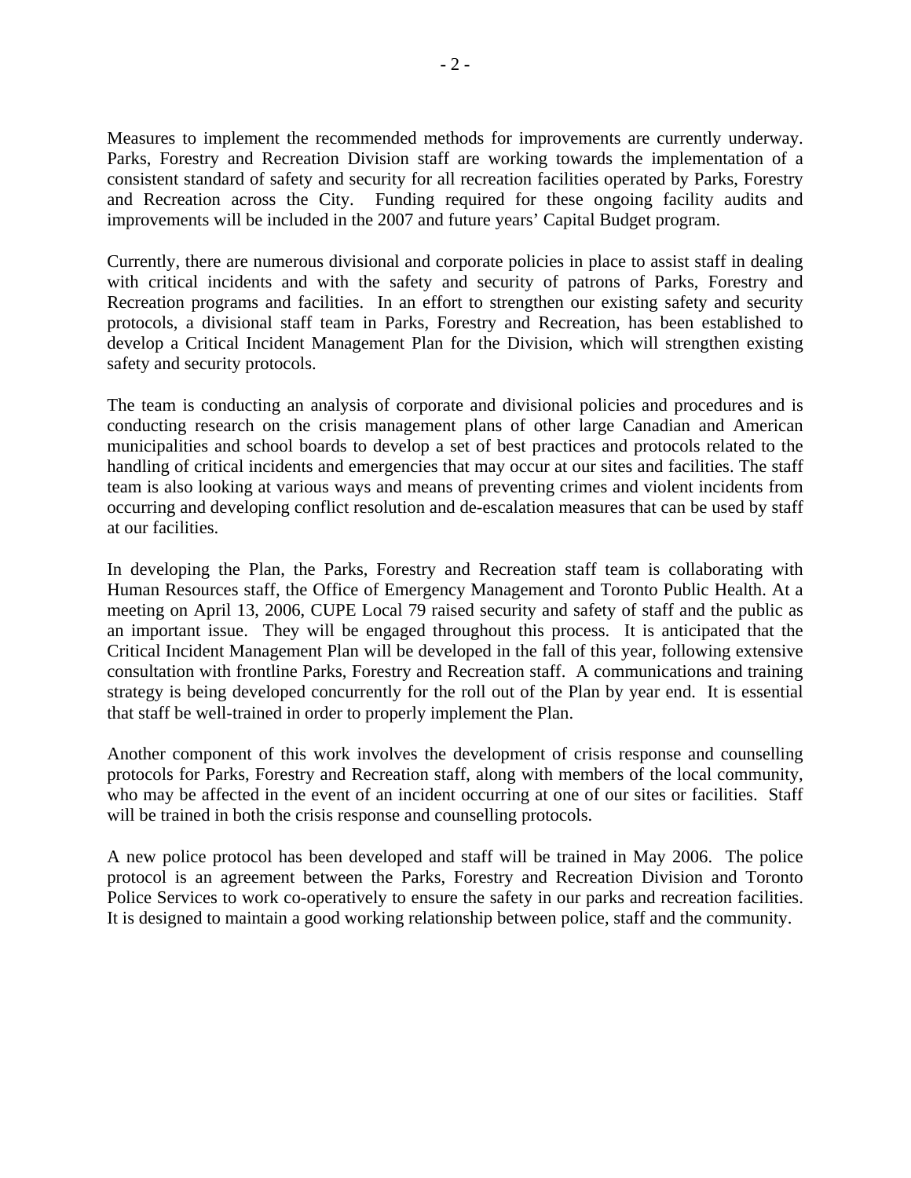Measures to implement the recommended methods for improvements are currently underway. Parks, Forestry and Recreation Division staff are working towards the implementation of a consistent standard of safety and security for all recreation facilities operated by Parks, Forestry and Recreation across the City. Funding required for these ongoing facility audits and improvements will be included in the 2007 and future years' Capital Budget program.

Currently, there are numerous divisional and corporate policies in place to assist staff in dealing with critical incidents and with the safety and security of patrons of Parks, Forestry and Recreation programs and facilities. In an effort to strengthen our existing safety and security protocols, a divisional staff team in Parks, Forestry and Recreation, has been established to develop a Critical Incident Management Plan for the Division, which will strengthen existing safety and security protocols.

The team is conducting an analysis of corporate and divisional policies and procedures and is conducting research on the crisis management plans of other large Canadian and American municipalities and school boards to develop a set of best practices and protocols related to the handling of critical incidents and emergencies that may occur at our sites and facilities. The staff team is also looking at various ways and means of preventing crimes and violent incidents from occurring and developing conflict resolution and de-escalation measures that can be used by staff at our facilities.

In developing the Plan, the Parks, Forestry and Recreation staff team is collaborating with Human Resources staff, the Office of Emergency Management and Toronto Public Health. At a meeting on April 13, 2006, CUPE Local 79 raised security and safety of staff and the public as an important issue. They will be engaged throughout this process. It is anticipated that the Critical Incident Management Plan will be developed in the fall of this year, following extensive consultation with frontline Parks, Forestry and Recreation staff. A communications and training strategy is being developed concurrently for the roll out of the Plan by year end. It is essential that staff be well-trained in order to properly implement the Plan.

Another component of this work involves the development of crisis response and counselling protocols for Parks, Forestry and Recreation staff, along with members of the local community, who may be affected in the event of an incident occurring at one of our sites or facilities. Staff will be trained in both the crisis response and counselling protocols.

A new police protocol has been developed and staff will be trained in May 2006. The police protocol is an agreement between the Parks, Forestry and Recreation Division and Toronto Police Services to work co-operatively to ensure the safety in our parks and recreation facilities. It is designed to maintain a good working relationship between police, staff and the community.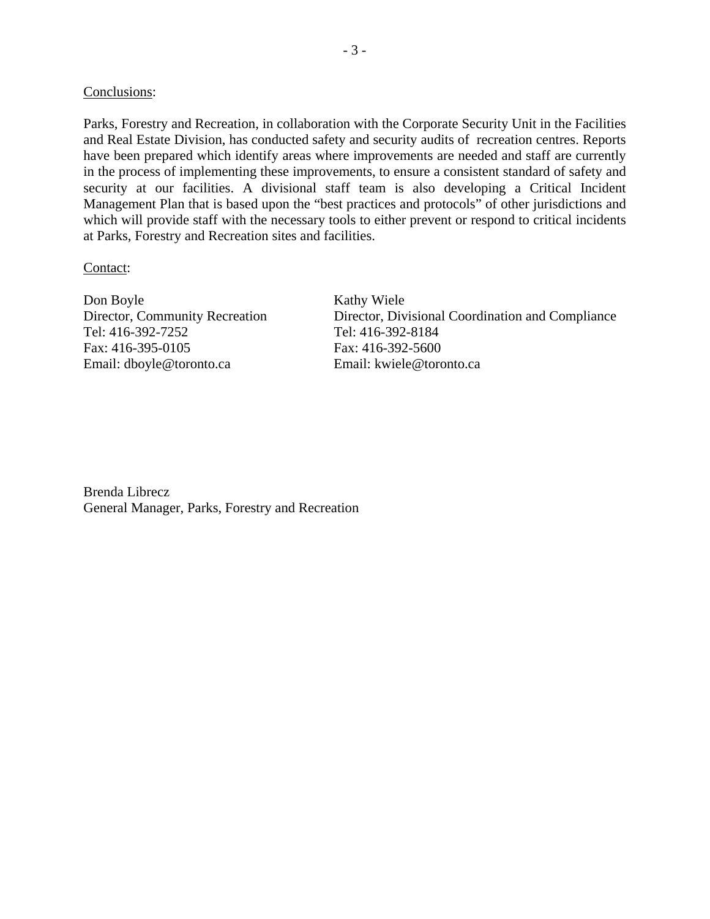Conclusions:

Parks, Forestry and Recreation, in collaboration with the Corporate Security Unit in the Facilities and Real Estate Division, has conducted safety and security audits of recreation centres. Reports have been prepared which identify areas where improvements are needed and staff are currently in the process of implementing these improvements, to ensure a consistent standard of safety and security at our facilities. A divisional staff team is also developing a Critical Incident Management Plan that is based upon the "best practices and protocols" of other jurisdictions and which will provide staff with the necessary tools to either prevent or respond to critical incidents at Parks, Forestry and Recreation sites and facilities.

Contact:

Don Boyle
Director, Community Recreation
Tel: 416-392-7252
Fax: 416-395-0105
Email: dboyle@toronto.ca

Kathy Wiele
Director, Divisional Coordination and Compliance
Tel: 416-392-8184
Fax: 416-392-5600
Email: kwiele@toronto.ca

Brenda Librecz
General Manager, Parks, Forestry and Recreation